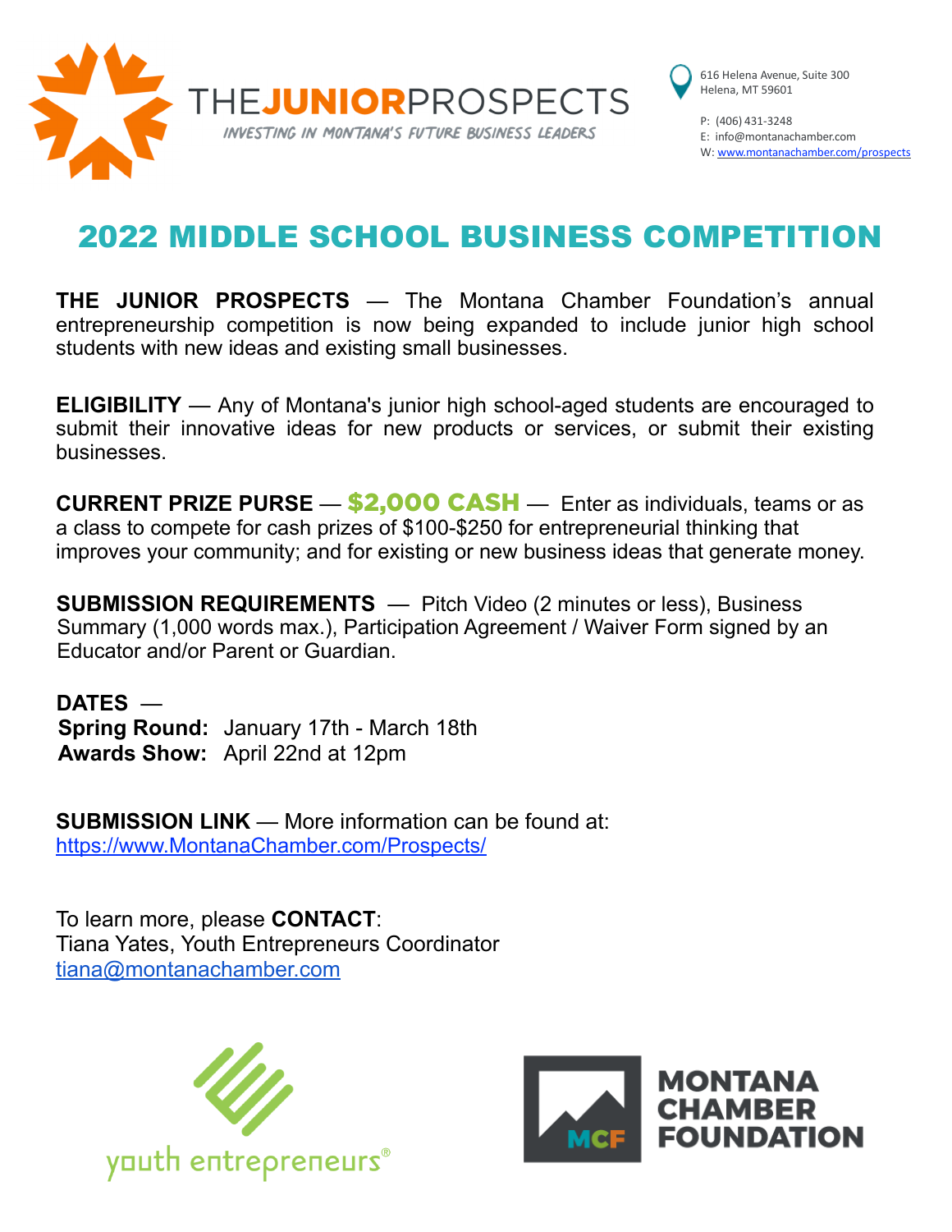THE**JUNIOR**PROSPECTS

*INVESTING IN MONTANA'S FUTURE BUSINESS LEADERS*

616 Helena Avenue, Suite 300
Helena, MT 59601

P: (406) 431-3248
E: info@montanachamber.com
W: www.montanachamber.com/prospects

# 2022 MIDDLE SCHOOL BUSINESS COMPETITION

**THE JUNIOR PROSPECTS** — The Montana Chamber Foundation's annual entrepreneurship competition is now being expanded to include junior high school students with new ideas and existing small businesses.

**ELIGIBILITY** — Any of Montana's junior high school-aged students are encouraged to submit their innovative ideas for new products or services, or submit their existing businesses.

**CURRENT PRIZE PURSE** — **$2,000 CASH** — Enter as individuals, teams or as a class to compete for cash prizes of $100-$250 for entrepreneurial thinking that improves your community; and for existing or new business ideas that generate money.

**SUBMISSION REQUIREMENTS** — Pitch Video (2 minutes or less), Business Summary (1,000 words max.), Participation Agreement / Waiver Form signed by an Educator and/or Parent or Guardian.

**DATES** —
**Spring Round:** January 17th - March 18th
**Awards Show:** April 22nd at 12pm

**SUBMISSION LINK** — More information can be found at:
https://www.MontanaChamber.com/Prospects/

To learn more, please **CONTACT**:
Tiana Yates, Youth Entrepreneurs Coordinator
tiana@montanachamber.com

youth entrepreneurs®

MCF MONTANA CHAMBER FOUNDATION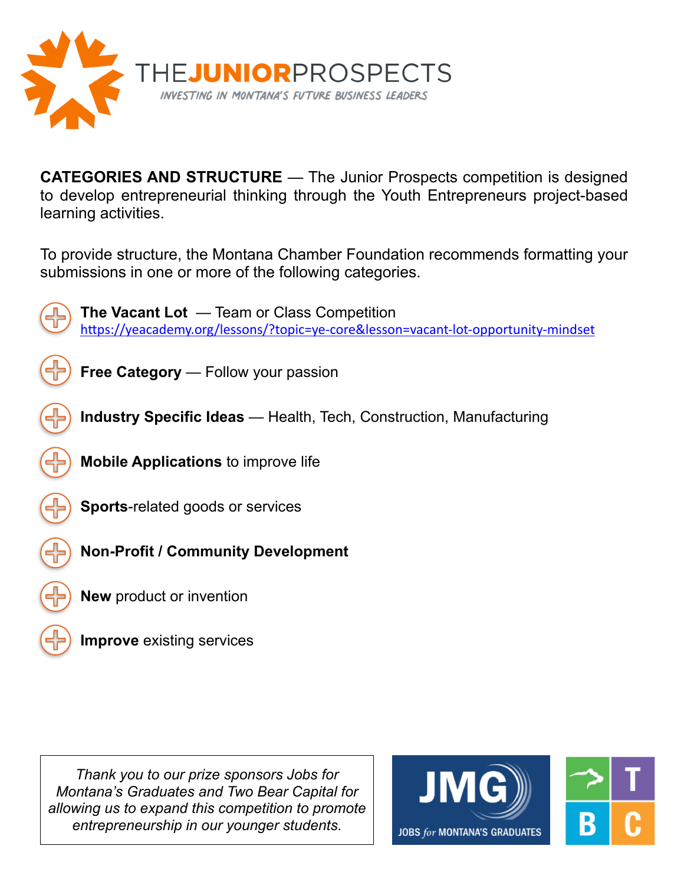# THE JUNIOR PROSPECTS

*INVESTING IN MONTANA'S FUTURE BUSINESS LEADERS*

**CATEGORIES AND STRUCTURE** — The Junior Prospects competition is designed to develop entrepreneurial thinking through the Youth Entrepreneurs project-based learning activities.

To provide structure, the Montana Chamber Foundation recommends formatting your submissions in one or more of the following categories.

- **The Vacant Lot** — Team or Class Competition
  https://yeacademy.org/lessons/?topic=ye-core&lesson=vacant-lot-opportunity-mindset
- **Free Category** — Follow your passion
- **Industry Specific Ideas** — Health, Tech, Construction, Manufacturing
- **Mobile Applications** to improve life
- **Sports**-related goods or services
- **Non-Profit / Community Development**
- **New** product or invention
- **Improve** existing services

*Thank you to our prize sponsors Jobs for Montana's Graduates and Two Bear Capital for allowing us to expand this competition to promote entrepreneurship in our younger students.*

JMG
JOBS for MONTANA'S GRADUATES

T B C